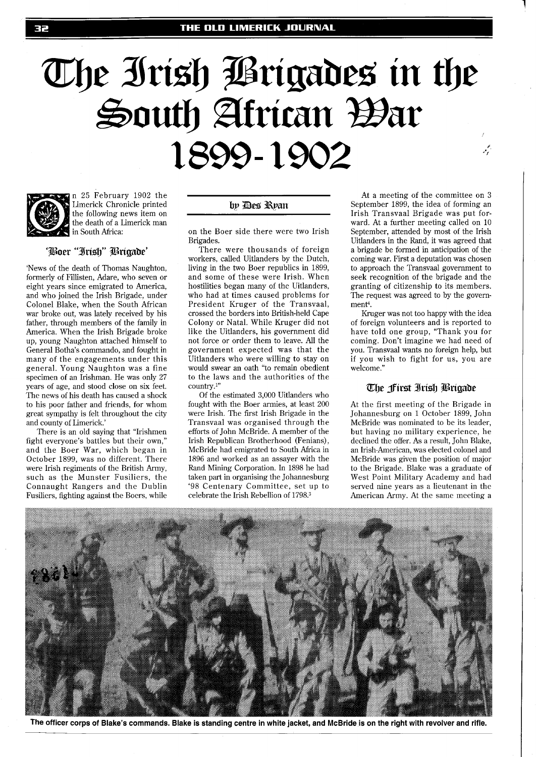# The Irish Brigades in the South African War 1899-1902

by Des Ryan

On 25 February 1902 the Limerick Chronicle printed the following news item on the death of a Limerick man in South Africa:

## 'Boer "Irish" Brigade'

'News of the death of Thomas Naughton, formerly of Fillisten, Adare, who seven or eight years since emigrated to America, and who joined the Irish Brigade, under Colonel Blake, when the South African war broke out, was lately received by his father, through members of the family in America. When the Irish Brigade broke up, young Naughton attached himself to General Botha's commando, and fought in many of the engagements under this general. Young Naughton was a fine specimen of an Irishman. He was only 27 years of age, and stood close on six feet. The news of his death has caused a shock to his poor father and friends, for whom great sympathy is felt throughout the city and county of Limerick.'

There is an old saying that "Irishmen fight everyone's battles but their own," and the Boer War, which began in October 1899, was no different. There were Irish regiments of the British Army, such as the Munster Fusiliers, the Connaught Rangers and the Dublin Fusiliers, fighting against the Boers, while on the Boer side there were two Irish Brigades.

There were thousands of foreign workers, called Uitlanders by the Dutch, living in the two Boer republics in 1899, and some of these were Irish. When hostilities began many of the Uitlanders, who had at times caused problems for President Kruger of the Transvaal, crossed the borders into British-held Cape Colony or Natal. While Kruger did not like the Uitlanders, his government did not force or order them to leave. All the government expected was that the Uitlanders who were willing to stay on would swear an oath "to remain obedient to the laws and the authorities of the country.[1]"

Of the estimated 3,000 Uitlanders who fought with the Boer armies, at least 200 were Irish. The first Irish Brigade in the Transvaal was organised through the efforts of John McBride. A member of the Irish Republican Brotherhood (Fenians), McBride had emigrated to South Africa in 1896 and worked as an assayer with the Rand Mining Corporation. In 1898 he had taken part in organising the Johannesburg '98 Centenary Committee, set up to celebrate the Irish Rebellion of 1798.[3]

At a meeting of the committee on 3 September 1899, the idea of forming an Irish Transvaal Brigade was put forward. At a further meeting called on 10 September, attended by most of the Irish Uitlanders in the Rand, it was agreed that a brigade be formed in anticipation of the coming war. First a deputation was chosen to approach the Transvaal government to seek recognition of the brigade and the granting of citizenship to its members. The request was agreed to by the government[4].

Kruger was not too happy with the idea of foreign volunteers and is reported to have told one group, "Thank you for coming. Don't imagine we had need of you. Transvaal wants no foreign help, but if you wish to fight for us, you are welcome."

## The First Irish Brigade

At the first meeting of the Brigade in Johannesburg on 1 October 1899, John McBride was nominated to be its leader, but having no military experience, he declined the offer. As a result, John Blake, an Irish-American, was elected colonel and McBride was given the position of major to the Brigade. Blake was a graduate of West Point Military Academy and had served nine years as a lieutenant in the American Army. At the same meeting a

**The officer corps of Blake's commands. Blake is standing centre in white jacket, and McBride is on the right with revolver and rifle.**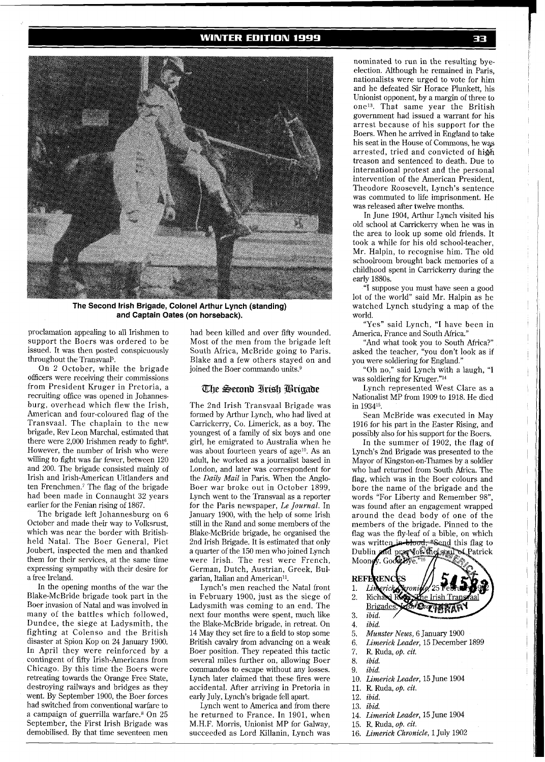The Second Irish Brigade, Colonel Arthur Lynch (standing) and Captain Oates (on horseback).

proclamation appealing to all Irishmen to support the Boers was ordered to be issued. It was then posted conspicuously throughout the Transvaal[5].

On 2 October, while the brigade officers were receiving their commissions from President Kruger in Pretoria, a recruiting office was opened in Johannesburg, overhead which flew the Irish, American and four-coloured flag of the Transvaal. The chaplain to the new brigade, Rev Leon Marchal, estimated that there were 2,000 Irishmen ready to fight[6]. However, the number of Irish who were willing to fight was far fewer, between 120 and 200. The brigade consisted mainly of Irish and Irish-American Uitlanders and ten Frenchmen.[7] The flag of the brigade had been made in Connaught 32 years earlier for the Fenian rising of 1867.

The brigade left Johannesburg on 6 October and made their way to Volksrust, which was near the border with British-held Natal. The Boer General, Piet Joubert, inspected the men and thanked them for their services, at the same time expressing sympathy with their desire for a free Ireland.

In the opening months of the war the Blake-McBride brigade took part in the Boer invasion of Natal and was involved in many of the battles which followed, Dundee, the siege at Ladysmith, the fighting at Colenso and the British disaster at Spion Kop on 24 January 1900. In April they were reinforced by a contingent of fifty Irish-Americans from Chicago. By this time the Boers were retreating towards the Orange Free State, destroying railways and bridges as they went. By September 1900, the Boer forces had switched from conventional warfare to a campaign of guerrilla warfare.[8] On 25 September, the First Irish Brigade was demobilised. By that time seventeen men had been killed and over fifty wounded. Most of the men from the brigade left South Africa, McBride going to Paris. Blake and a few others stayed on and joined the Boer commando units.[9]

## The Second Irish Brigade

The 2nd Irish Transvaal Brigade was formed by Arthur Lynch, who had lived at Carrickerry, Co. Limerick, as a boy. The youngest of a family of six boys and one girl, he emigrated to Australia when he was about fourteen years of age[10]. As an adult, he worked as a journalist based in London, and later was correspondent for the *Daily Mail* in Paris. When the Anglo-Boer war broke out in October 1899, Lynch went to the Transvaal as a reporter for the Paris newspaper, *Le Journal*. In January 1900, with the help of some Irish still in the Rand and some members of the Blake-McBride brigade, he organised the 2nd Irish Brigade. It is estimated that only a quarter of the 150 men who joined Lynch were Irish. The rest were French, German, Dutch, Austrian, Greek, Bulgarian, Italian and American[11].

Lynch's men reached the Natal front in February 1900, just as the siege of Ladysmith was coming to an end. The next four months were spent, much like the Blake-McBride brigade, in retreat. On 14 May they set fire to a field to stop some British cavalry from advancing on a weak Boer position. They repeated this tactic several miles further on, allowing Boer commandos to escape without any losses. Lynch later claimed that these fires were accidental. After arriving in Pretoria in early July, Lynch's brigade fell apart.

Lynch went to America and from there he returned to France. In 1901, when M.H.F. Morris, Unionist MP for Galway, succeeded as Lord Killanin, Lynch was nominated to run in the resulting bye-election. Although he remained in Paris, nationalists were urged to vote for him and he defeated Sir Horace Plunkett, his Unionist opponent, by a margin of three to one[13]. That same year the British government had issued a warrant for his arrest because of his support for the Boers. When he arrived in England to take his seat in the House of Commons, he was arrested, tried and convicted of high treason and sentenced to death. Due to international protest and the personal intervention of the American President, Theodore Roosevelt, Lynch's sentence was commuted to life imprisonment. He was released after twelve months.

In June 1904, Arthur Lynch visited his old school at Carrickerry when he was in the area to look up some old friends. It took a while for his old school-teacher, Mr. Halpin, to recognise him. The old schoolroom brought back memories of a childhood spent in Carrickerry during the early 1880s.

"I suppose you must have seen a good lot of the world" said Mr. Halpin as he watched Lynch studying a map of the world.

"Yes" said Lynch, "I have been in America, France and South Africa."

"And what took you to South Africa?" asked the teacher, "you don't look as if you were soldiering for England."

"Oh no," said Lynch with a laugh, "I was soldiering for Kruger."[14]

Lynch represented West Clare as a Nationalist MP from 1909 to 1918. He died in 1934[15].

Sean McBride was executed in May 1916 for his part in the Easter Rising, and possibly also for his support for the Boers.

In the summer of 1902, the flag of Lynch's 2nd Brigade was presented to the Mayor of Kingston-on-Thames by a soldier who had returned from South Africa. The flag, which was in the Boer colours and bore the name of the brigade and the words "For Liberty and Remember 98", was found after an engagement wrapped around the dead body of one of the members of the brigade. Pinned to the flag was the fly-leaf of a bible, on which was written in blood, "Send this flag to Dublin and pray for the soul of Patrick Mooney. Good-bye."[16]

## REFERENCES

1. *Limerick Chronicle*, 25 February 1902
2. Richard Ruda, *The Irish Transvaal Brigades*, Irish Sword
3. *ibid.*
4. *ibid.*
5. *Munster News*, 6 January 1900
6. *Limerick Leader*, 15 December 1899
7. R. Ruda, *op. cit.*
8. *ibid.*
9. *ibid.*
10. *Limerick Leader*, 15 June 1904
11. R. Ruda, *op. cit.*
12. *ibid.*
13. *ibid.*
14. *Limerick Leader*, 15 June 1904
15. R. Ruda, *op. cit.*
16. *Limerick Chronicle*, 1 July 1902